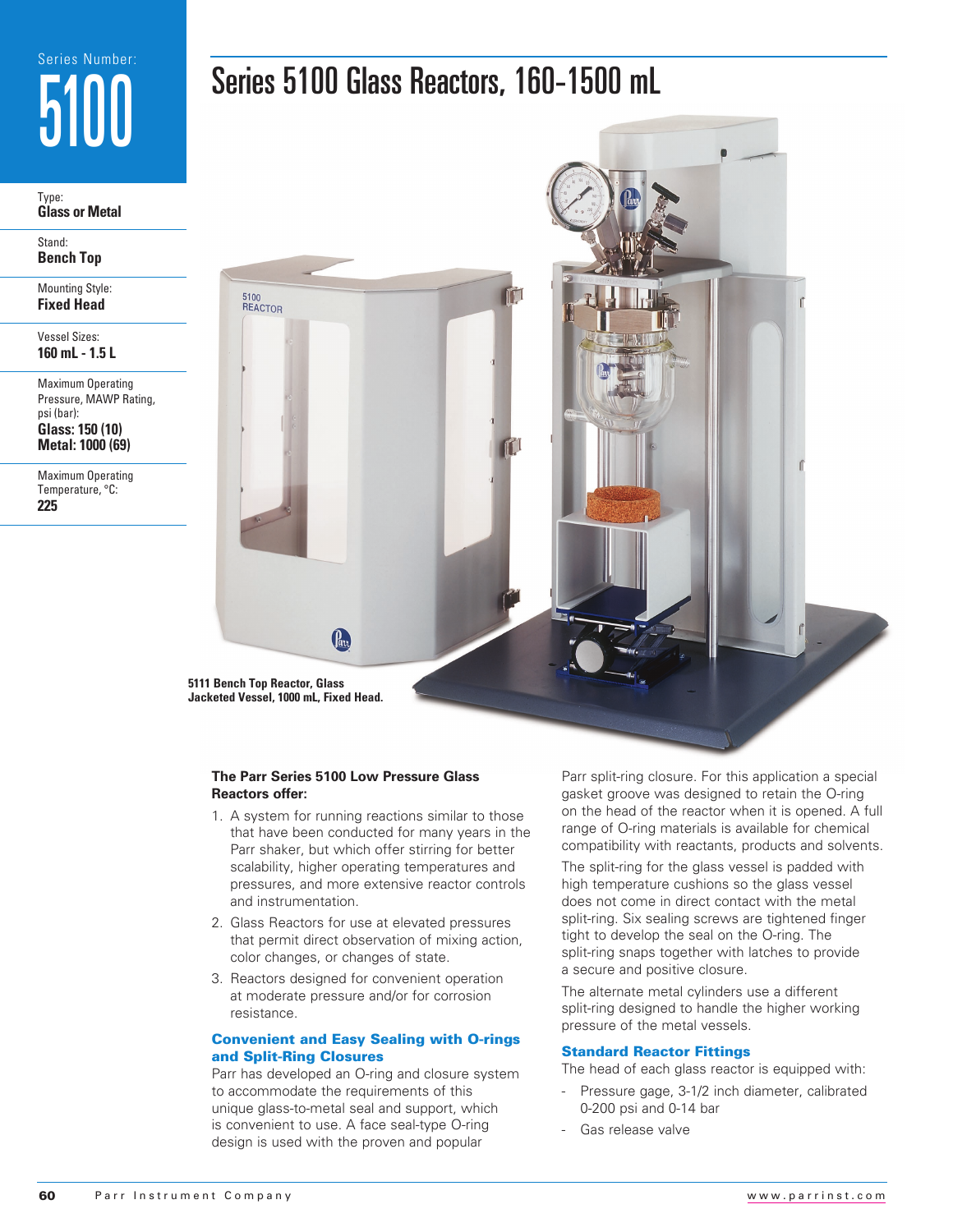Series Number:

# 5100

Type:
**Glass or Metal**

Stand:
**Bench Top**

Mounting Style:
**Fixed Head**

Vessel Sizes:
**160 mL - 1.5 L**

Maximum Operating Pressure, MAWP Rating, psi (bar):
**Glass: 150 (10)**
**Metal: 1000 (69)**

Maximum Operating Temperature, °C:
**225**

# Series 5100 Glass Reactors, 160-1500 mL

**5111 Bench Top Reactor, Glass Jacketed Vessel, 1000 mL, Fixed Head.**

**The Parr Series 5100 Low Pressure Glass Reactors offer:**

1. A system for running reactions similar to those that have been conducted for many years in the Parr shaker, but which offer stirring for better scalability, higher operating temperatures and pressures, and more extensive reactor controls and instrumentation.
2. Glass Reactors for use at elevated pressures that permit direct observation of mixing action, color changes, or changes of state.
3. Reactors designed for convenient operation at moderate pressure and/or for corrosion resistance.

## Convenient and Easy Sealing with O-rings and Split-Ring Closures

Parr has developed an O-ring and closure system to accommodate the requirements of this unique glass-to-metal seal and support, which is convenient to use. A face seal-type O-ring design is used with the proven and popular Parr split-ring closure. For this application a special gasket groove was designed to retain the O-ring on the head of the reactor when it is opened. A full range of O-ring materials is available for chemical compatibility with reactants, products and solvents.

The split-ring for the glass vessel is padded with high temperature cushions so the glass vessel does not come in direct contact with the metal split-ring. Six sealing screws are tightened finger tight to develop the seal on the O-ring. The split-ring snaps together with latches to provide a secure and positive closure.

The alternate metal cylinders use a different split-ring designed to handle the higher working pressure of the metal vessels.

## Standard Reactor Fittings

The head of each glass reactor is equipped with:

- Pressure gage, 3-1/2 inch diameter, calibrated 0-200 psi and 0-14 bar
- Gas release valve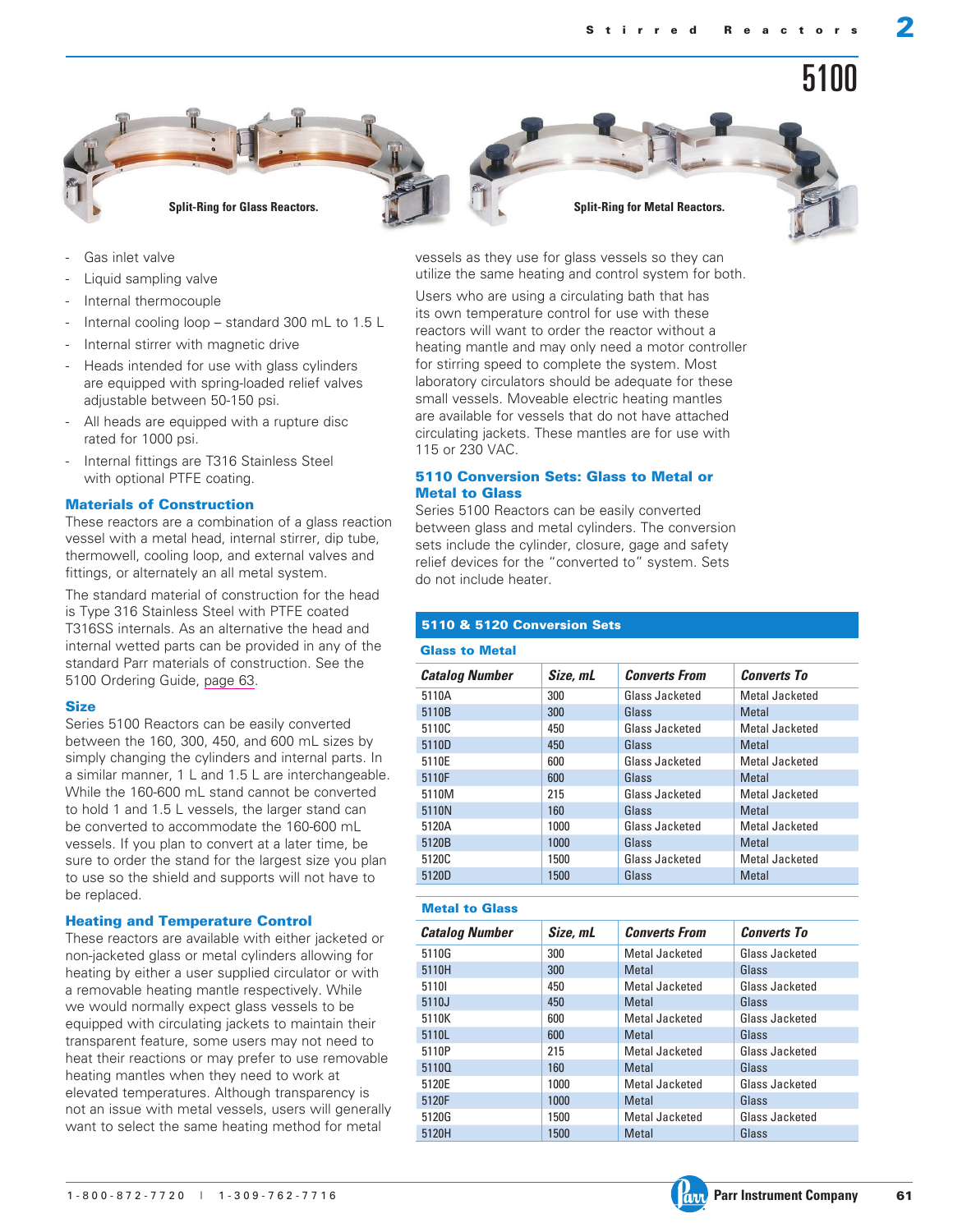# 5100

Split-Ring for Glass Reactors.

Split-Ring for Metal Reactors.

- Gas inlet valve
- Liquid sampling valve
- Internal thermocouple
- Internal cooling loop – standard 300 mL to 1.5 L
- Internal stirrer with magnetic drive
- Heads intended for use with glass cylinders are equipped with spring-loaded relief valves adjustable between 50-150 psi.
- All heads are equipped with a rupture disc rated for 1000 psi.
- Internal fittings are T316 Stainless Steel with optional PTFE coating.

### Materials of Construction

These reactors are a combination of a glass reaction vessel with a metal head, internal stirrer, dip tube, thermowell, cooling loop, and external valves and fittings, or alternately an all metal system.

The standard material of construction for the head is Type 316 Stainless Steel with PTFE coated T316SS internals. As an alternative the head and internal wetted parts can be provided in any of the standard Parr materials of construction. See the 5100 Ordering Guide, page 63.

### Size

Series 5100 Reactors can be easily converted between the 160, 300, 450, and 600 mL sizes by simply changing the cylinders and internal parts. In a similar manner, 1 L and 1.5 L are interchangeable. While the 160-600 mL stand cannot be converted to hold 1 and 1.5 L vessels, the larger stand can be converted to accommodate the 160-600 mL vessels. If you plan to convert at a later time, be sure to order the stand for the largest size you plan to use so the shield and supports will not have to be replaced.

### Heating and Temperature Control

These reactors are available with either jacketed or non-jacketed glass or metal cylinders allowing for heating by either a user supplied circulator or with a removable heating mantle respectively. While we would normally expect glass vessels to be equipped with circulating jackets to maintain their transparent feature, some users may not need to heat their reactions or may prefer to use removable heating mantles when they need to work at elevated temperatures. Although transparency is not an issue with metal vessels, users will generally want to select the same heating method for metal vessels as they use for glass vessels so they can utilize the same heating and control system for both.

Users who are using a circulating bath that has its own temperature control for use with these reactors will want to order the reactor without a heating mantle and may only need a motor controller for stirring speed to complete the system. Most laboratory circulators should be adequate for these small vessels. Moveable electric heating mantles are available for vessels that do not have attached circulating jackets. These mantles are for use with 115 or 230 VAC.

### 5110 Conversion Sets: Glass to Metal or Metal to Glass

Series 5100 Reactors can be easily converted between glass and metal cylinders. The conversion sets include the cylinder, closure, gage and safety relief devices for the "converted to" system. Sets do not include heater.

**5110 & 5120 Conversion Sets**

**Glass to Metal**

| Catalog Number | Size, mL | Converts From | Converts To |
|---|---|---|---|
| 5110A | 300 | Glass Jacketed | Metal Jacketed |
| 5110B | 300 | Glass | Metal |
| 5110C | 450 | Glass Jacketed | Metal Jacketed |
| 5110D | 450 | Glass | Metal |
| 5110E | 600 | Glass Jacketed | Metal Jacketed |
| 5110F | 600 | Glass | Metal |
| 5110M | 215 | Glass Jacketed | Metal Jacketed |
| 5110N | 160 | Glass | Metal |
| 5120A | 1000 | Glass Jacketed | Metal Jacketed |
| 5120B | 1000 | Glass | Metal |
| 5120C | 1500 | Glass Jacketed | Metal Jacketed |
| 5120D | 1500 | Glass | Metal |

**Metal to Glass**

| Catalog Number | Size, mL | Converts From | Converts To |
|---|---|---|---|
| 5110G | 300 | Metal Jacketed | Glass Jacketed |
| 5110H | 300 | Metal | Glass |
| 5110I | 450 | Metal Jacketed | Glass Jacketed |
| 5110J | 450 | Metal | Glass |
| 5110K | 600 | Metal Jacketed | Glass Jacketed |
| 5110L | 600 | Metal | Glass |
| 5110P | 215 | Metal Jacketed | Glass Jacketed |
| 5110Q | 160 | Metal | Glass |
| 5120E | 1000 | Metal Jacketed | Glass Jacketed |
| 5120F | 1000 | Metal | Glass |
| 5120G | 1500 | Metal Jacketed | Glass Jacketed |
| 5120H | 1500 | Metal | Glass |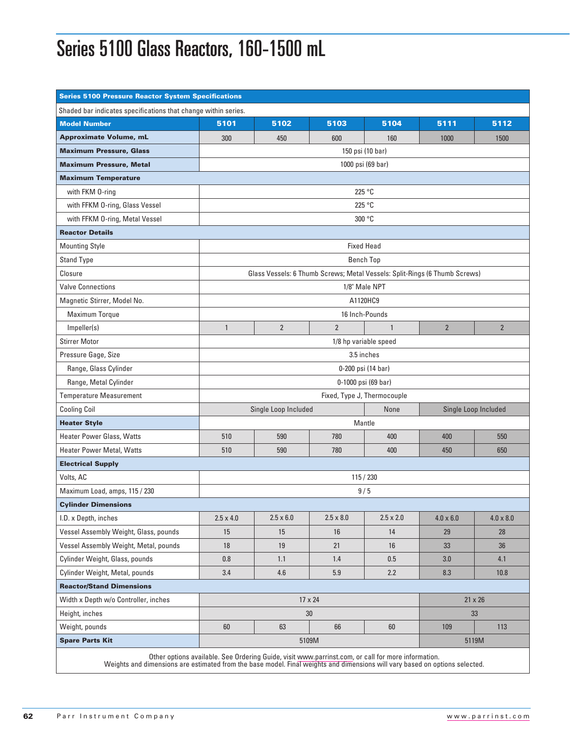# Series 5100 Glass Reactors, 160-1500 mL

| Series 5100 Pressure Reactor System Specifications | | | | | | |
|---|---|---|---|---|---|---|
| Shaded bar indicates specifications that change within series. | | | | | | |
| **Model Number** | **5101** | **5102** | **5103** | **5104** | **5111** | **5112** |
| **Approximate Volume, mL** | 300 | 450 | 600 | 160 | 1000 | 1500 |
| **Maximum Pressure, Glass** | 150 psi (10 bar) | | | | | |
| **Maximum Pressure, Metal** | 1000 psi (69 bar) | | | | | |
| **Maximum Temperature** | | | | | | |
| with FKM O-ring | 225 °C | | | | | |
| with FFKM O-ring, Glass Vessel | 225 °C | | | | | |
| with FFKM O-ring, Metal Vessel | 300 °C | | | | | |
| **Reactor Details** | | | | | | |
| Mounting Style | Fixed Head | | | | | |
| Stand Type | Bench Top | | | | | |
| Closure | Glass Vessels: 6 Thumb Screws; Metal Vessels: Split-Rings (6 Thumb Screws) | | | | | |
| Valve Connections | 1/8" Male NPT | | | | | |
| Magnetic Stirrer, Model No. | A1120HC9 | | | | | |
| Maximum Torque | 16 Inch-Pounds | | | | | |
| Impeller(s) | 1 | 2 | 2 | 1 | 2 | 2 |
| Stirrer Motor | 1/8 hp variable speed | | | | | |
| Pressure Gage, Size | 3.5 inches | | | | | |
| Range, Glass Cylinder | 0-200 psi (14 bar) | | | | | |
| Range, Metal Cylinder | 0-1000 psi (69 bar) | | | | | |
| Temperature Measurement | Fixed, Type J, Thermocouple | | | | | |
| Cooling Coil | Single Loop Included | | | None | Single Loop Included | |
| **Heater Style** | Mantle | | | | | |
| Heater Power Glass, Watts | 510 | 590 | 780 | 400 | 400 | 550 |
| Heater Power Metal, Watts | 510 | 590 | 780 | 400 | 450 | 650 |
| **Electrical Supply** | | | | | | |
| Volts, AC | 115 / 230 | | | | | |
| Maximum Load, amps, 115 / 230 | 9 / 5 | | | | | |
| **Cylinder Dimensions** | | | | | | |
| I.D. x Depth, inches | 2.5 x 4.0 | 2.5 x 6.0 | 2.5 x 8.0 | 2.5 x 2.0 | 4.0 x 6.0 | 4.0 x 8.0 |
| Vessel Assembly Weight, Glass, pounds | 15 | 15 | 16 | 14 | 29 | 28 |
| Vessel Assembly Weight, Metal, pounds | 18 | 19 | 21 | 16 | 33 | 36 |
| Cylinder Weight, Glass, pounds | 0.8 | 1.1 | 1.4 | 0.5 | 3.0 | 4.1 |
| Cylinder Weight, Metal, pounds | 3.4 | 4.6 | 5.9 | 2.2 | 8.3 | 10.8 |
| **Reactor/Stand Dimensions** | | | | | | |
| Width x Depth w/o Controller, inches | 17 x 24 | | | | 21 x 26 | |
| Height, inches | 30 | | | | 33 | |
| Weight, pounds | 60 | 63 | 66 | 60 | 109 | 113 |
| **Spare Parts Kit** | 5109M | | | | 5119M | |

Other options available. See Ordering Guide, visit www.parrinst.com, or call for more information.
Weights and dimensions are estimated from the base model. Final weights and dimensions will vary based on options selected.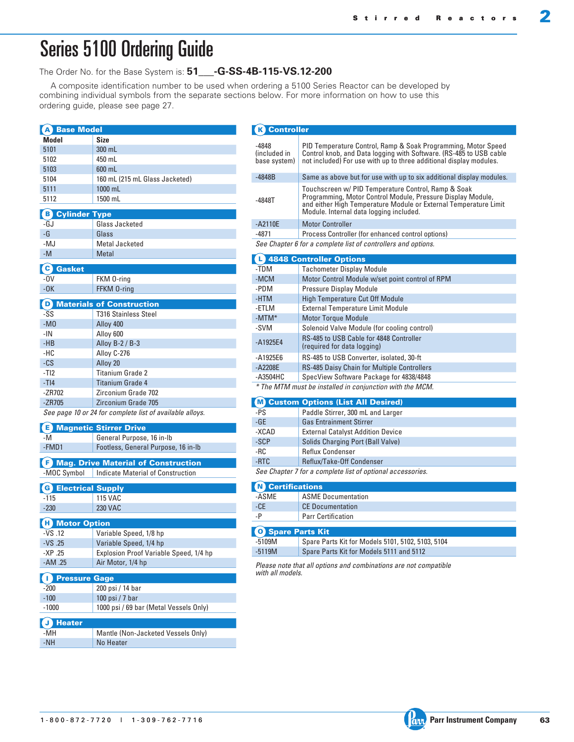# Series 5100 Ordering Guide

The Order No. for the Base System is: **51___-G-SS-4B-115-VS.12-200**

A composite identification number to be used when ordering a 5100 Series Reactor can be developed by combining individual symbols from the separate sections below. For more information on how to use this ordering guide, please see page 27.

## A Base Model

| Model | Size |
|---|---|
| 5101 | 300 mL |
| 5102 | 450 mL |
| 5103 | 600 mL |
| 5104 | 160 mL (215 mL Glass Jacketed) |
| 5111 | 1000 mL |
| 5112 | 1500 mL |

## B Cylinder Type

| | |
|---|---|
| -GJ | Glass Jacketed |
| -G | Glass |
| -MJ | Metal Jacketed |
| -M | Metal |

## C Gasket

| | |
|---|---|
| -0V | FKM O-ring |
| -0K | FFKM O-ring |

## D Materials of Construction

| | |
|---|---|
| -SS | T316 Stainless Steel |
| -MO | Alloy 400 |
| -IN | Alloy 600 |
| -HB | Alloy B-2 / B-3 |
| -HC | Alloy C-276 |
| -CS | Alloy 20 |
| -TI2 | Titanium Grade 2 |
| -TI4 | Titanium Grade 4 |
| -ZR702 | Zirconium Grade 702 |
| -ZR705 | Zirconium Grade 705 |

*See page 10 or 24 for complete list of available alloys.*

## E Magnetic Stirrer Drive

| | |
|---|---|
| -M | General Purpose, 16 in-lb |
| -FMD1 | Footless, General Purpose, 16 in-lb |

## F Mag. Drive Material of Construction

| | |
|---|---|
| -MOC Symbol | Indicate Material of Construction |

## G Electrical Supply

| | |
|---|---|
| -115 | 115 VAC |
| -230 | 230 VAC |

## H Motor Option

| | |
|---|---|
| -VS .12 | Variable Speed, 1/8 hp |
| -VS .25 | Variable Speed, 1/4 hp |
| -XP .25 | Explosion Proof Variable Speed, 1/4 hp |
| -AM .25 | Air Motor, 1/4 hp |

## I Pressure Gage

| | |
|---|---|
| -200 | 200 psi / 14 bar |
| -100 | 100 psi / 7 bar |
| -1000 | 1000 psi / 69 bar (Metal Vessels Only) |

## J Heater

| | |
|---|---|
| -MH | Mantle (Non-Jacketed Vessels Only) |
| -NH | No Heater |

## K Controller

| | |
|---|---|
| -4848 (included in base system) | PID Temperature Control, Ramp & Soak Programming, Motor Speed Control knob, and Data logging with Software. (RS-485 to USB cable not included) For use with up to three additional display modules. |
| -4848B | Same as above but for use with up to six additional display modules. |
| -4848T | Touchscreen w/ PID Temperature Control, Ramp & Soak Programming, Motor Control Module, Pressure Display Module, and either High Temperature Module or External Temperature Limit Module. Internal data logging included. |
| -A2110E | Motor Controller |
| -4871 | Process Controller (for enhanced control options) |

*See Chapter 6 for a complete list of controllers and options.*

## L 4848 Controller Options

| | |
|---|---|
| -TDM | Tachometer Display Module |
| -MCM | Motor Control Module w/set point control of RPM |
| -PDM | Pressure Display Module |
| -HTM | High Temperature Cut Off Module |
| -ETLM | External Temperature Limit Module |
| -MTM* | Motor Torque Module |
| -SVM | Solenoid Valve Module (for cooling control) |
| -A1925E4 | RS-485 to USB Cable for 4848 Controller (required for data logging) |
| -A1925E6 | RS-485 to USB Converter, isolated, 30-ft |
| -A2208E | RS-485 Daisy Chain for Multiple Controllers |
| -A3504HC | SpecView Software Package for 4838/4848 |

*\* The MTM must be installed in conjunction with the MCM.*

## M Custom Options (List All Desired)

| | |
|---|---|
| -PS | Paddle Stirrer, 300 mL and Larger |
| -GE | Gas Entrainment Stirrer |
| -XCAD | External Catalyst Addition Device |
| -SCP | Solids Charging Port (Ball Valve) |
| -RC | Reflux Condenser |
| -RTC | Reflux/Take-Off Condenser |

*See Chapter 7 for a complete list of optional accessories.*

## N Certifications

| | |
|---|---|
| -ASME | ASME Documentation |
| -CE | CE Documentation |
| -P | Parr Certification |

## O Spare Parts Kit

| | |
|---|---|
| -5109M | Spare Parts Kit for Models 5101, 5102, 5103, 5104 |
| -5119M | Spare Parts Kit for Models 5111 and 5112 |

*Please note that all options and combinations are not compatible with all models.*